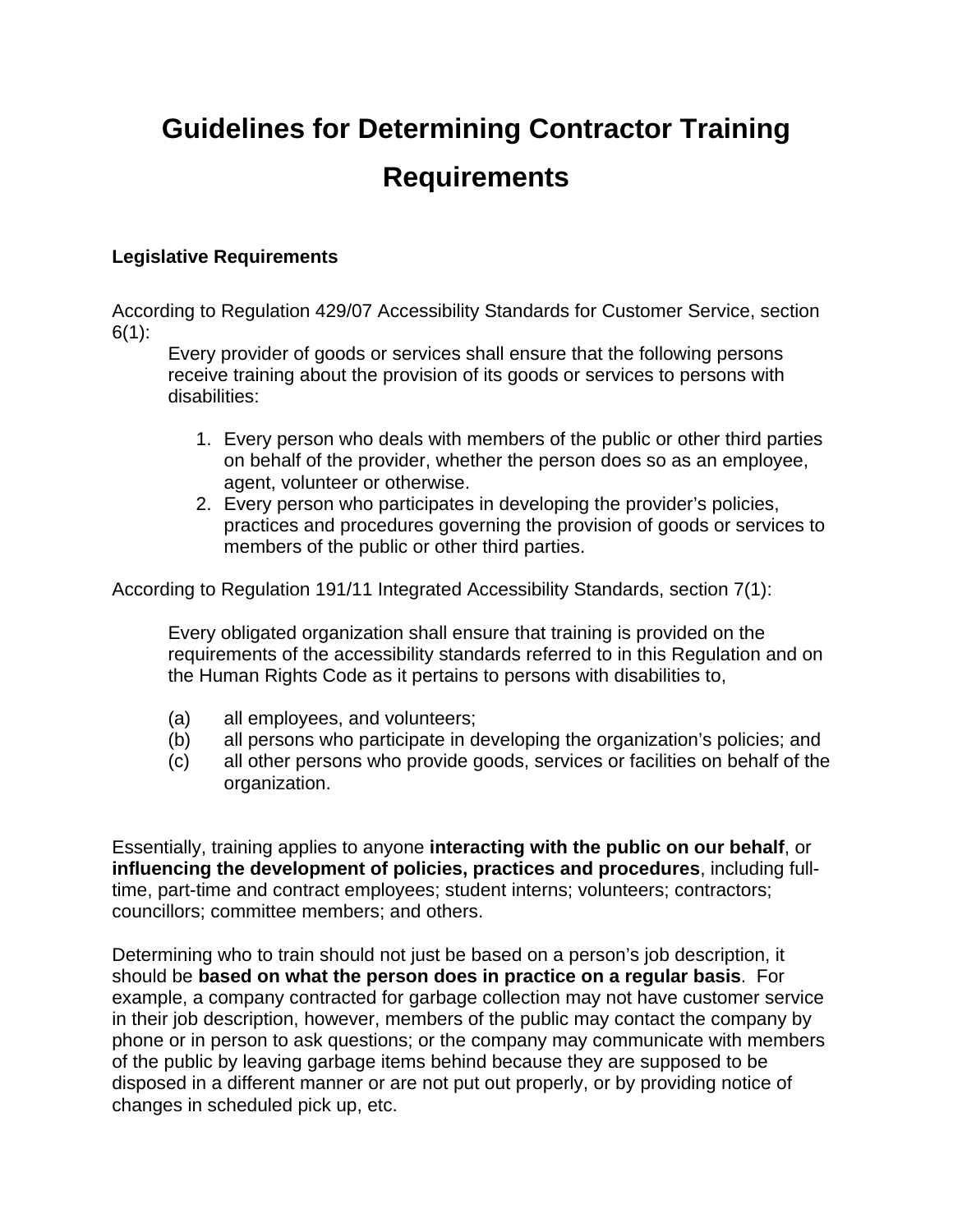# Guidelines for Determining Contractor Training Requirements

### Legislative Requirements

According to Regulation 429/07 Accessibility Standards for Customer Service, section 6(1):

> Every provider of goods or services shall ensure that the following persons receive training about the provision of its goods or services to persons with disabilities:
>
> 1. Every person who deals with members of the public or other third parties on behalf of the provider, whether the person does so as an employee, agent, volunteer or otherwise.
> 2. Every person who participates in developing the provider's policies, practices and procedures governing the provision of goods or services to members of the public or other third parties.

According to Regulation 191/11 Integrated Accessibility Standards, section 7(1):

> Every obligated organization shall ensure that training is provided on the requirements of the accessibility standards referred to in this Regulation and on the Human Rights Code as it pertains to persons with disabilities to,
>
> (a) all employees, and volunteers;
> (b) all persons who participate in developing the organization's policies; and
> (c) all other persons who provide goods, services or facilities on behalf of the organization.

Essentially, training applies to anyone **interacting with the public on our behalf**, or **influencing the development of policies, practices and procedures**, including full-time, part-time and contract employees; student interns; volunteers; contractors; councillors; committee members; and others.

Determining who to train should not just be based on a person's job description, it should be **based on what the person does in practice on a regular basis**. For example, a company contracted for garbage collection may not have customer service in their job description, however, members of the public may contact the company by phone or in person to ask questions; or the company may communicate with members of the public by leaving garbage items behind because they are supposed to be disposed in a different manner or are not put out properly, or by providing notice of changes in scheduled pick up, etc.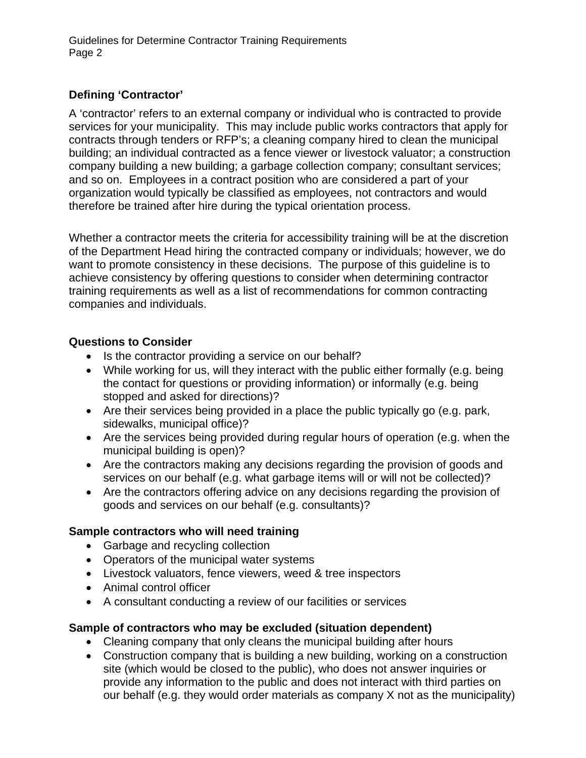### Defining 'Contractor'

A 'contractor' refers to an external company or individual who is contracted to provide services for your municipality. This may include public works contractors that apply for contracts through tenders or RFP's; a cleaning company hired to clean the municipal building; an individual contracted as a fence viewer or livestock valuator; a construction company building a new building; a garbage collection company; consultant services; and so on. Employees in a contract position who are considered a part of your organization would typically be classified as employees, not contractors and would therefore be trained after hire during the typical orientation process.

Whether a contractor meets the criteria for accessibility training will be at the discretion of the Department Head hiring the contracted company or individuals; however, we do want to promote consistency in these decisions. The purpose of this guideline is to achieve consistency by offering questions to consider when determining contractor training requirements as well as a list of recommendations for common contracting companies and individuals.

### Questions to Consider

- Is the contractor providing a service on our behalf?
- While working for us, will they interact with the public either formally (e.g. being the contact for questions or providing information) or informally (e.g. being stopped and asked for directions)?
- Are their services being provided in a place the public typically go (e.g. park, sidewalks, municipal office)?
- Are the services being provided during regular hours of operation (e.g. when the municipal building is open)?
- Are the contractors making any decisions regarding the provision of goods and services on our behalf (e.g. what garbage items will or will not be collected)?
- Are the contractors offering advice on any decisions regarding the provision of goods and services on our behalf (e.g. consultants)?

### Sample contractors who will need training

- Garbage and recycling collection
- Operators of the municipal water systems
- Livestock valuators, fence viewers, weed & tree inspectors
- Animal control officer
- A consultant conducting a review of our facilities or services

### Sample of contractors who may be excluded (situation dependent)

- Cleaning company that only cleans the municipal building after hours
- Construction company that is building a new building, working on a construction site (which would be closed to the public), who does not answer inquiries or provide any information to the public and does not interact with third parties on our behalf (e.g. they would order materials as company X not as the municipality)